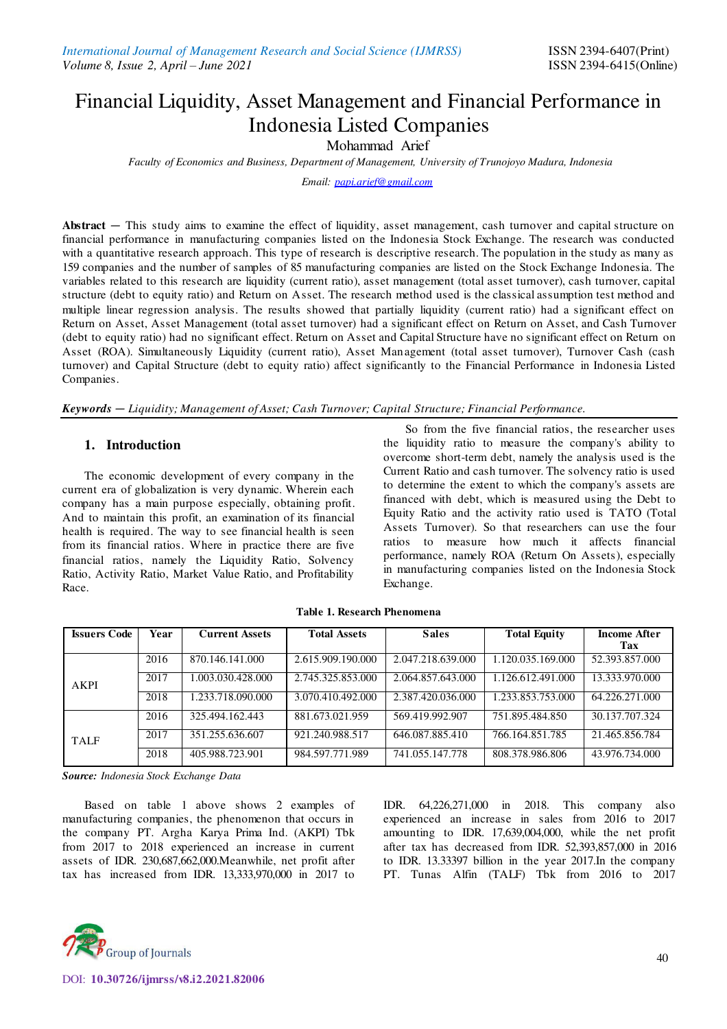# Financial Liquidity, Asset Management and Financial Performance in Indonesia Listed Companies

Mohammad Arief

*Faculty of Economics and Business, Department of Management, University of Trunojoyo Madura, Indonesia*

*Email: papi.arief@gmail.com*

**Abstract —** This study aims to examine the effect of liquidity, asset management, cash turnover and capital structure on financial performance in manufacturing companies listed on the Indonesia Stock Exchange. The research was conducted with a quantitative research approach. This type of research is descriptive research. The population in the study as many as 159 companies and the number of samples of 85 manufacturing companies are listed on the Stock Exchange Indonesia. The variables related to this research are liquidity (current ratio), asset management (total asset turnover), cash turnover, capital structure (debt to equity ratio) and Return on Asset. The research method used is the classical assumption test method and multiple linear regression analysis. The results showed that partially liquidity (current ratio) had a significant effect on Return on Asset, Asset Management (total asset turnover) had a significant effect on Return on Asset, and Cash Turnover (debt to equity ratio) had no significant effect. Return on Asset and Capital Structure have no significant effect on Return on Asset (ROA). Simultaneously Liquidity (current ratio), Asset Management (total asset turnover), Turnover Cash (cash turnover) and Capital Structure (debt to equity ratio) affect significantly to the Financial Performance in Indonesia Listed Companies.

***Keywords —*** *Liquidity; Management of Asset; Cash Turnover; Capital Structure; Financial Performance.*

## 1. Introduction

The economic development of every company in the current era of globalization is very dynamic. Wherein each company has a main purpose especially, obtaining profit. And to maintain this profit, an examination of its financial health is required. The way to see financial health is seen from its financial ratios. Where in practice there are five financial ratios, namely the Liquidity Ratio, Solvency Ratio, Activity Ratio, Market Value Ratio, and Profitability Race.

So from the five financial ratios, the researcher uses the liquidity ratio to measure the company's ability to overcome short-term debt, namely the analysis used is the Current Ratio and cash turnover. The solvency ratio is used to determine the extent to which the company's assets are financed with debt, which is measured using the Debt to Equity Ratio and the activity ratio used is TATO (Total Assets Turnover). So that researchers can use the four ratios to measure how much it affects financial performance, namely ROA (Return On Assets), especially in manufacturing companies listed on the Indonesia Stock Exchange.

**Table 1. Research Phenomena**

| Issuers Code | Year | Current Assets | Total Assets | Sales | Total Equity | Income After Tax |
|---|---|---|---|---|---|---|
| AKPI | 2016 | 870.146.141.000 | 2.615.909.190.000 | 2.047.218.639.000 | 1.120.035.169.000 | 52.393.857.000 |
| | 2017 | 1.003.030.428.000 | 2.745.325.853.000 | 2.064.857.643.000 | 1.126.612.491.000 | 13.333.970.000 |
| | 2018 | 1.233.718.090.000 | 3.070.410.492.000 | 2.387.420.036.000 | 1.233.853.753.000 | 64.226.271.000 |
| TALF | 2016 | 325.494.162.443 | 881.673.021.959 | 569.419.992.907 | 751.895.484.850 | 30.137.707.324 |
| | 2017 | 351.255.636.607 | 921.240.988.517 | 646.087.885.410 | 766.164.851.785 | 21.465.856.784 |
| | 2018 | 405.988.723.901 | 984.597.771.989 | 741.055.147.778 | 808.378.986.806 | 43.976.734.000 |

***Source:*** *Indonesia Stock Exchange Data*

Based on table 1 above shows 2 examples of manufacturing companies, the phenomenon that occurs in the company PT. Argha Karya Prima Ind. (AKPI) Tbk from 2017 to 2018 experienced an increase in current assets of IDR. 230,687,662,000.Meanwhile, net profit after tax has increased from IDR. 13,333,970,000 in 2017 to IDR. 64,226,271,000 in 2018. This company also experienced an increase in sales from 2016 to 2017 amounting to IDR. 17,639,004,000, while the net profit after tax has decreased from IDR. 52,393,857,000 in 2016 to IDR. 13.33397 billion in the year 2017.In the company PT. Tunas Alfin (TALF) Tbk from 2016 to 2017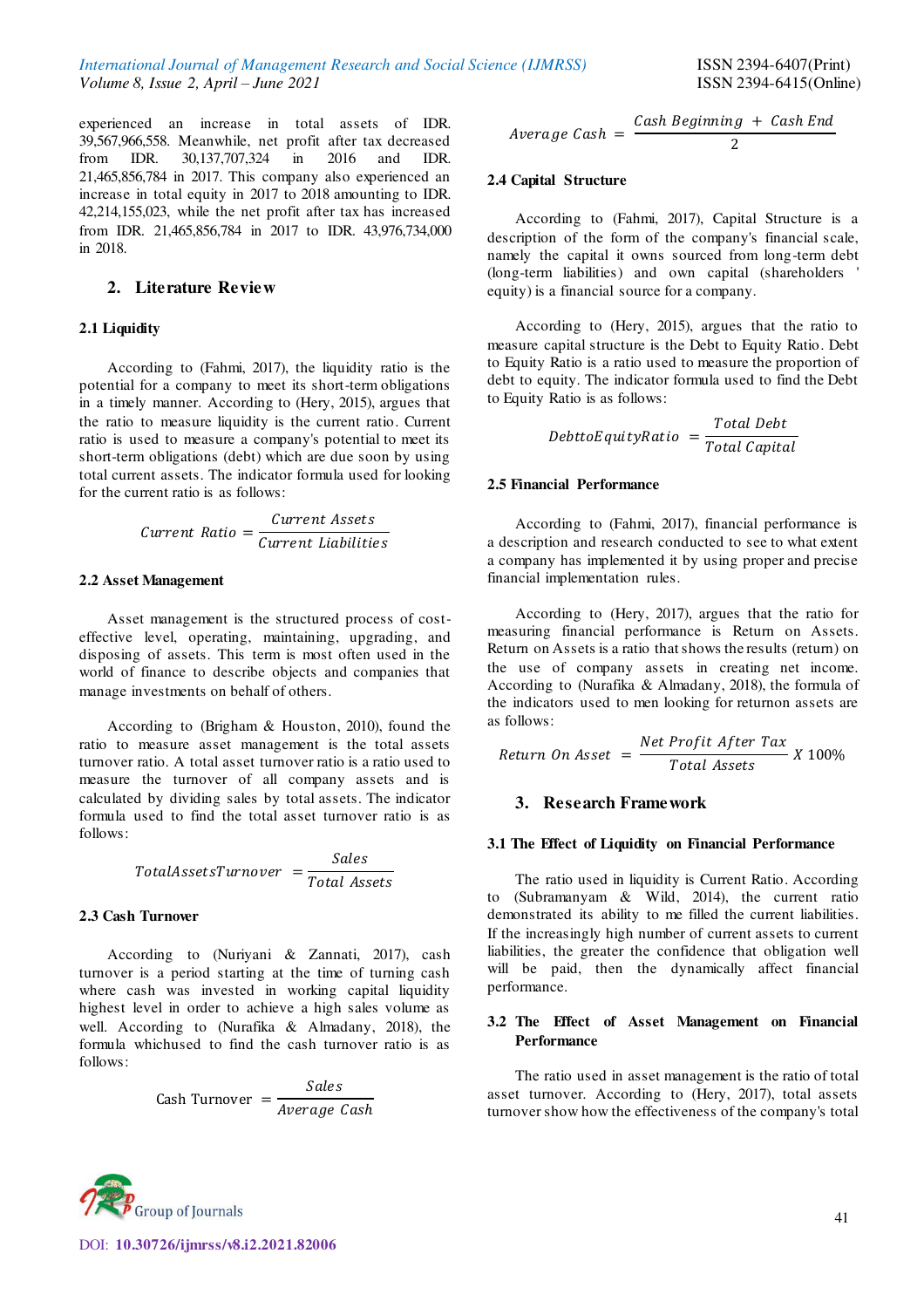experienced an increase in total assets of IDR. 39,567,966,558. Meanwhile, net profit after tax decreased from IDR. 30,137,707,324 in 2016 and IDR. 21,465,856,784 in 2017. This company also experienced an increase in total equity in 2017 to 2018 amounting to IDR. 42,214,155,023, while the net profit after tax has increased from IDR. 21,465,856,784 in 2017 to IDR. 43,976,734,000 in 2018.

## 2. Literature Review

### 2.1 Liquidity

According to (Fahmi, 2017), the liquidity ratio is the potential for a company to meet its short-term obligations in a timely manner. According to (Hery, 2015), argues that the ratio to measure liquidity is the current ratio. Current ratio is used to measure a company's potential to meet its short-term obligations (debt) which are due soon by using total current assets. The indicator formula used for looking for the current ratio is as follows:

$$Current\ Ratio = \frac{Current\ Assets}{Current\ Liabilities}$$

### 2.2 Asset Management

Asset management is the structured process of cost-effective level, operating, maintaining, upgrading, and disposing of assets. This term is most often used in the world of finance to describe objects and companies that manage investments on behalf of others.

According to (Brigham & Houston, 2010), found the ratio to measure asset management is the total assets turnover ratio. A total asset turnover ratio is a ratio used to measure the turnover of all company assets and is calculated by dividing sales by total assets. The indicator formula used to find the total asset turnover ratio is as follows:

$$TotalAssetsTurnover = \frac{Sales}{Total\ Assets}$$

### 2.3 Cash Turnover

According to (Nuriyani & Zannati, 2017), cash turnover is a period starting at the time of turning cash where cash was invested in working capital liquidity highest level in order to achieve a high sales volume as well. According to (Nurafika & Almadany, 2018), the formula whichused to find the cash turnover ratio is as follows:

$$\text{Cash Turnover} = \frac{Sales}{Average\ Cash}$$

$$Average\ Cash = \frac{Cash\ Beginning + Cash\ End}{2}$$

### 2.4 Capital Structure

According to (Fahmi, 2017), Capital Structure is a description of the form of the company's financial scale, namely the capital it owns sourced from long-term debt (long-term liabilities) and own capital (shareholders ' equity) is a financial source for a company.

According to (Hery, 2015), argues that the ratio to measure capital structure is the Debt to Equity Ratio. Debt to Equity Ratio is a ratio used to measure the proportion of debt to equity. The indicator formula used to find the Debt to Equity Ratio is as follows:

$$DebttoEquityRatio = \frac{Total\ Debt}{Total\ Capital}$$

### 2.5 Financial Performance

According to (Fahmi, 2017), financial performance is a description and research conducted to see to what extent a company has implemented it by using proper and precise financial implementation rules.

According to (Hery, 2017), argues that the ratio for measuring financial performance is Return on Assets. Return on Assets is a ratio that shows the results (return) on the use of company assets in creating net income. According to (Nurafika & Almadany, 2018), the formula of the indicators used to men looking for returnon assets are as follows:

$$Return\ On\ Asset = \frac{Net\ Profit\ After\ Tax}{Total\ Assets} X\ 100\%$$

## 3. Research Framework

### 3.1 The Effect of Liquidity on Financial Performance

The ratio used in liquidity is Current Ratio. According to (Subramanyam & Wild, 2014), the current ratio demonstrated its ability to me filled the current liabilities. If the increasingly high number of current assets to current liabilities, the greater the confidence that obligation well will be paid, then the dynamically affect financial performance.

### 3.2 The Effect of Asset Management on Financial Performance

The ratio used in asset management is the ratio of total asset turnover. According to (Hery, 2017), total assets turnover show how the effectiveness of the company's total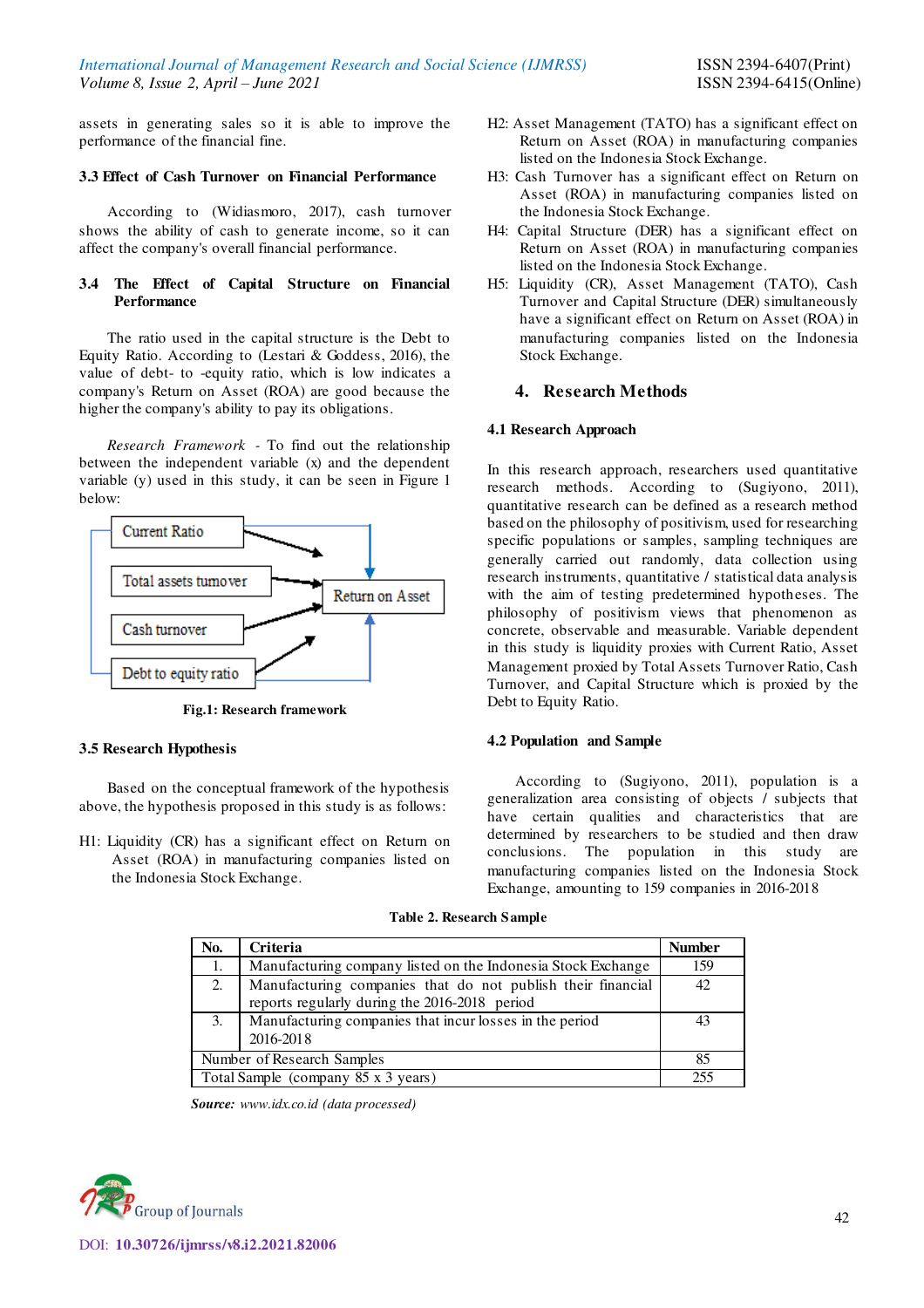assets in generating sales so it is able to improve the performance of the financial fine.

### 3.3 Effect of Cash Turnover on Financial Performance

According to (Widiasmoro, 2017), cash turnover shows the ability of cash to generate income, so it can affect the company's overall financial performance.

### 3.4 The Effect of Capital Structure on Financial Performance

The ratio used in the capital structure is the Debt to Equity Ratio. According to (Lestari & Goddess, 2016), the value of debt- to -equity ratio, which is low indicates a company's Return on Asset (ROA) are good because the higher the company's ability to pay its obligations.

*Research Framework* - To find out the relationship between the independent variable (x) and the dependent variable (y) used in this study, it can be seen in Figure 1 below:

Current Ratio
Total assets turnover
Cash turnover
Debt to equity ratio
Return on Asset

**Fig.1: Research framework**

### 3.5 Research Hypothesis

Based on the conceptual framework of the hypothesis above, the hypothesis proposed in this study is as follows:

H1: Liquidity (CR) has a significant effect on Return on Asset (ROA) in manufacturing companies listed on the Indonesia Stock Exchange.

H2: Asset Management (TATO) has a significant effect on Return on Asset (ROA) in manufacturing companies listed on the Indonesia Stock Exchange.

H3: Cash Turnover has a significant effect on Return on Asset (ROA) in manufacturing companies listed on the Indonesia Stock Exchange.

H4: Capital Structure (DER) has a significant effect on Return on Asset (ROA) in manufacturing companies listed on the Indonesia Stock Exchange.

H5: Liquidity (CR), Asset Management (TATO), Cash Turnover and Capital Structure (DER) simultaneously have a significant effect on Return on Asset (ROA) in manufacturing companies listed on the Indonesia Stock Exchange.

## 4. Research Methods

### 4.1 Research Approach

In this research approach, researchers used quantitative research methods. According to (Sugiyono, 2011), quantitative research can be defined as a research method based on the philosophy of positivism, used for researching specific populations or samples, sampling techniques are generally carried out randomly, data collection using research instruments, quantitative / statistical data analysis with the aim of testing predetermined hypotheses. The philosophy of positivism views that phenomenon as concrete, observable and measurable. Variable dependent in this study is liquidity proxies with Current Ratio, Asset Management proxied by Total Assets Turnover Ratio, Cash Turnover, and Capital Structure which is proxied by the Debt to Equity Ratio.

### 4.2 Population and Sample

According to (Sugiyono, 2011), population is a generalization area consisting of objects / subjects that have certain qualities and characteristics that are determined by researchers to be studied and then draw conclusions. The population in this study are manufacturing companies listed on the Indonesia Stock Exchange, amounting to 159 companies in 2016-2018

**Table 2. Research Sample**

| No. | Criteria | Number |
|---|---|---|
| 1. | Manufacturing company listed on the Indonesia Stock Exchange | 159 |
| 2. | Manufacturing companies that do not publish their financial reports regularly during the 2016-2018 period | 42 |
| 3. | Manufacturing companies that incur losses in the period 2016-2018 | 43 |
| Number of Research Samples | | 85 |
| Total Sample (company 85 x 3 years) | | 255 |

***Source:*** *www.idx.co.id (data processed)*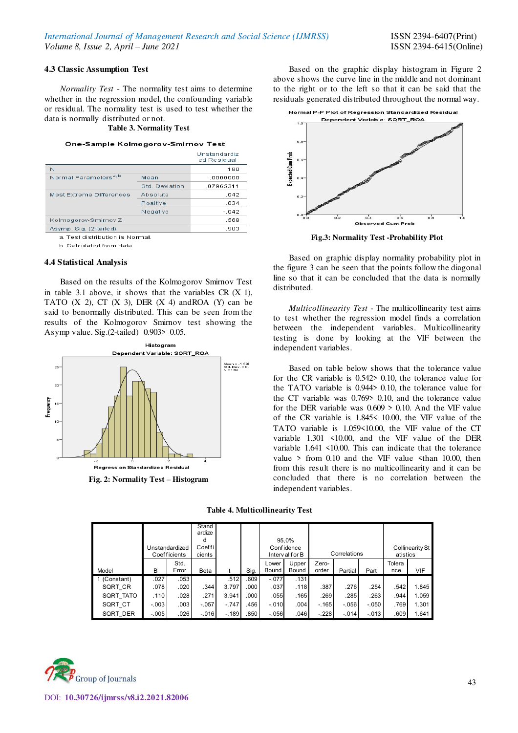### 4.3 Classic Assumption Test

*Normality Test* - The normality test aims to determine whether in the regression model, the confounding variable or residual. The normality test is used to test whether the data is normally distributed or not.

**Table 3. Normality Test**

**One-Sample Kolmogorov-Smirnov Test**

| | | Unstandardized Residual |
|---|---|---|
| N | | 180 |
| Normal Parameters[a,b] | Mean | .0000000 |
| | Std. Deviation | .07965311 |
| Most Extreme Differences | Absolute | .042 |
| | Positive | .034 |
| | Negative | -.042 |
| Kolmogorov-Smirnov Z | | .568 |
| Asymp. Sig. (2-tailed) | | .903 |

a. Test distribution is Normal.
b. Calculated from data.

### 4.4 Statistical Analysis

Based on the results of the Kolmogorov Smirnov Test in table 3.1 above, it shows that the variables CR (X 1), TATO (X 2), CT (X 3), DER (X 4) andROA (Y) can be said to benormally distributed. This can be seen from the results of the Kolmogorov Smirnov test showing the Asymp value. Sig.(2-tailed) 0.903> 0.05.

**Fig. 2: Normality Test – Histogram**

Based on the graphic display histogram in Figure 2 above shows the curve line in the middle and not dominant to the right or to the left so that it can be said that the residuals generated distributed throughout the normal way.

**Fig.3: Normality Test -Probability Plot**

Based on graphic display normality probability plot in the figure 3 can be seen that the points follow the diagonal line so that it can be concluded that the data is normally distributed.

*Multicollinearity Test* - The multicollinearity test aims to test whether the regression model finds a correlation between the independent variables. Multicollinearity testing is done by looking at the VIF between the independent variables.

Based on table below shows that the tolerance value for the CR variable is 0.542> 0.10, the tolerance value for the TATO variable is 0.944> 0.10, the tolerance value for the CT variable was 0.769> 0.10, and the tolerance value for the DER variable was 0.609 > 0.10. And the VIF value of the CR variable is 1.845< 10.00, the VIF value of the TATO variable is 1.059<10.00, the VIF value of the CT variable 1.301 <10.00, and the VIF value of the DER variable 1.641 <10.00. This can indicate that the tolerance value > from 0.10 and the VIF value <than 10.00, then from this result there is no multicollinearity and it can be concluded that there is no correlation between the independent variables.

**Table 4. Multicollinearity Test**

| Model | Unstandardized Coefficients | | Standardized Coefficients | t | Sig. | 95,0% Confidence Interval for B | | Correlations | | | Collinearity Statistics | |
|---|---|---|---|---|---|---|---|---|---|---|---|---|
| | B | Std. Error | Beta | | | Lower Bound | Upper Bound | Zero-order | Partial | Part | Tolerance | VIF |
| 1 (Constant) | .027 | .053 | | .512 | .609 | -.077 | .131 | | | | | |
| SQRT_CR | .078 | .020 | .344 | 3.797 | .000 | .037 | .118 | .387 | .276 | .254 | .542 | 1.845 |
| SQRT_TATO | .110 | .028 | .271 | 3.941 | .000 | .055 | .165 | .269 | .285 | .263 | .944 | 1.059 |
| SQRT_CT | -.003 | .003 | -.057 | -.747 | .456 | -.010 | .004 | -.165 | -.056 | -.050 | .769 | 1.301 |
| SQRT_DER | -.005 | .026 | -.016 | -.189 | .850 | -.056 | .046 | -.228 | -.014 | -.013 | .609 | 1.641 |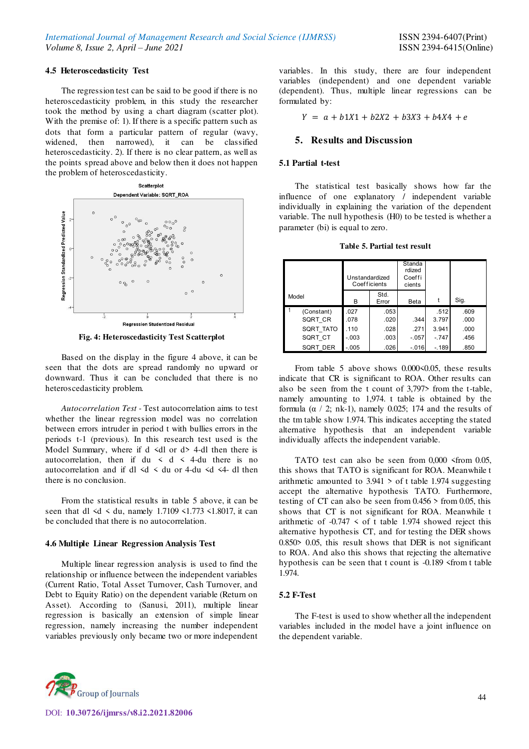#### 4.5 Heteroscedasticity Test

The regression test can be said to be good if there is no heteroscedasticity problem, in this study the researcher took the method by using a chart diagram (scatter plot). With the premise of: 1). If there is a specific pattern such as dots that form a particular pattern of regular (wavy, widened, then narrowed), it can be classified heteroscedasticity. 2). If there is no clear pattern, as well as the points spread above and below then it does not happen the problem of heteroscedasticity.

**Fig. 4: Heteroscedasticity Test Scatterplot**

Based on the display in the figure 4 above, it can be seen that the dots are spread randomly no upward or downward. Thus it can be concluded that there is no heteroscedasticity problem.

*Autocorrelation Test* - Test autocorrelation aims to test whether the linear regression model was no correlation between errors intruder in period t with bullies errors in the periods t-1 (previous). In this research test used is the Model Summary, where if d <dl or d> 4-dl then there is autocorrelation, then if du < d < 4-du there is no autocorrelation and if dl <d < du or 4-du <d <4- dl then there is no conclusion.

From the statistical results in table 5 above, it can be seen that dl <d < du, namely 1.7109 <1.773 <1.8017, it can be concluded that there is no autocorrelation.

#### 4.6 Multiple Linear Regression Analysis Test

Multiple linear regression analysis is used to find the relationship or influence between the independent variables (Current Ratio, Total Asset Turnover, Cash Turnover, and Debt to Equity Ratio) on the dependent variable (Return on Asset). According to (Sanusi, 2011), multiple linear regression is basically an extension of simple linear regression, namely increasing the number independent variables previously only became two or more independent variables. In this study, there are four independent variables (independent) and one dependent variable (dependent). Thus, multiple linear regressions can be formulated by:

$$Y = a + b1X1 + b2X2 + b3X3 + b4X4 + e$$

## 5. Results and Discussion

#### 5.1 Partial t-test

The statistical test basically shows how far the influence of one explanatory / independent variable individually in explaining the variation of the dependent variable. The null hypothesis (H0) to be tested is whether a parameter (bi) is equal to zero.

**Table 5. Partial test result**

| Model | | Unstandardized Coefficients | | Standardized Coefficients | | |
|---|---|---|---|---|---|---|
| | | B | Std. Error | Beta | t | Sig. |
| 1 | (Constant) | .027 | .053 | | .512 | .609 |
| | SQRT_CR | .078 | .020 | .344 | 3.797 | .000 |
| | SQRT_TATO | .110 | .028 | .271 | 3.941 | .000 |
| | SQRT_CT | -.003 | .003 | -.057 | -.747 | .456 |
| | SQRT_DER | -.005 | .026 | -.016 | -.189 | .850 |

From table 5 above shows 0.000<0.05, these results indicate that CR is significant to ROA. Other results can also be seen from the t count of 3,797> from the t-table, namely amounting to 1,974. t table is obtained by the formula (α / 2; nk-1), namely 0.025; 174 and the results of the tm table show 1.974. This indicates accepting the stated alternative hypothesis that an independent variable individually affects the independent variable.

TATO test can also be seen from 0,000 <from 0.05, this shows that TATO is significant for ROA. Meanwhile t arithmetic amounted to 3.941 > of t table 1.974 suggesting accept the alternative hypothesis TATO. Furthermore, testing of CT can also be seen from 0.456 > from 0.05, this shows that CT is not significant for ROA. Meanwhile t arithmetic of -0.747 < of t table 1.974 showed reject this alternative hypothesis CT, and for testing the DER shows 0.850> 0.05, this result shows that DER is not significant to ROA. And also this shows that rejecting the alternative hypothesis can be seen that t count is -0.189 <from t table 1.974.

#### 5.2 F-Test

The F-test is used to show whether all the independent variables included in the model have a joint influence on the dependent variable.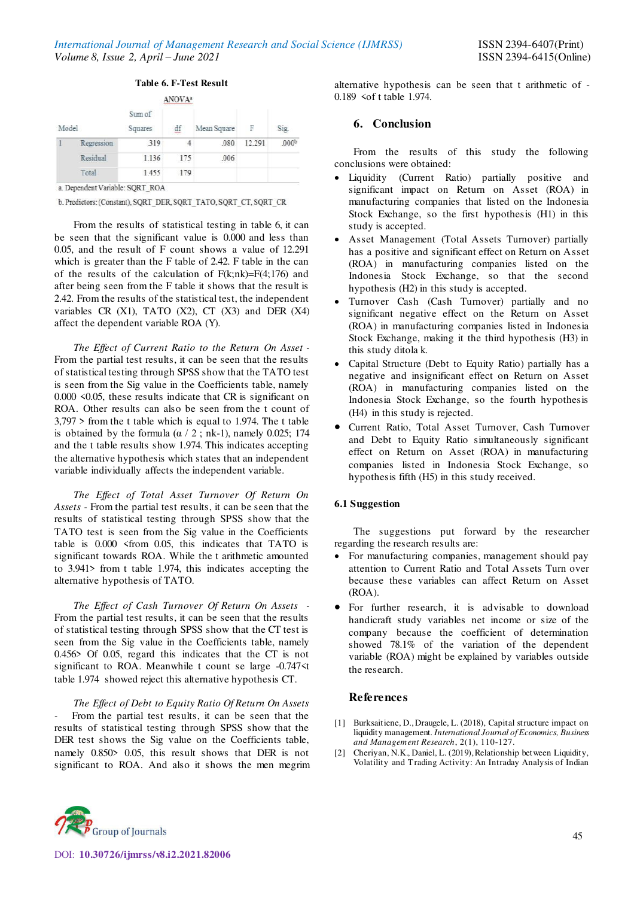**Table 6. F-Test Result**

ANOVA[a]

| Model | | Sum of Squares | df | Mean Square | F | Sig. |
|---|---|---|---|---|---|---|
| 1 | Regression | .319 | 4 | .080 | 12.291 | .000[b] |
| | Residual | 1.136 | 175 | .006 | | |
| | Total | 1.455 | 179 | | | |

a. Dependent Variable: SQRT_ROA

b. Predictors: (Constant), SQRT_DER, SQRT_TATO, SQRT_CT, SQRT_CR

From the results of statistical testing in table 6, it can be seen that the significant value is 0.000 and less than 0.05, and the result of F count shows a value of 12.291 which is greater than the F table of 2.42. F table in the can of the results of the calculation of F(k;nk)=F(4;176) and after being seen from the F table it shows that the result is 2.42. From the results of the statistical test, the independent variables CR (X1), TATO (X2), CT (X3) and DER (X4) affect the dependent variable ROA (Y).

*The Effect of Current Ratio to the Return On Asset* - From the partial test results, it can be seen that the results of statistical testing through SPSS show that the TATO test is seen from the Sig value in the Coefficients table, namely 0.000 <0.05, these results indicate that CR is significant on ROA. Other results can also be seen from the t count of 3,797 > from the t table which is equal to 1.974. The t table is obtained by the formula (α / 2 ; nk-1), namely 0.025; 174 and the t table results show 1.974. This indicates accepting the alternative hypothesis which states that an independent variable individually affects the independent variable.

*The Effect of Total Asset Turnover Of Return On Assets* - From the partial test results, it can be seen that the results of statistical testing through SPSS show that the TATO test is seen from the Sig value in the Coefficients table is 0.000 <from 0.05, this indicates that TATO is significant towards ROA. While the t arithmetic amounted to 3.941> from t table 1.974, this indicates accepting the alternative hypothesis of TATO.

*The Effect of Cash Turnover Of Return On Assets* - From the partial test results, it can be seen that the results of statistical testing through SPSS show that the CT test is seen from the Sig value in the Coefficients table, namely 0.456> Of 0.05, regard this indicates that the CT is not significant to ROA. Meanwhile t count se large -0.747<t table 1.974 showed reject this alternative hypothesis CT.

*The Effect of Debt to Equity Ratio Of Return On Assets* - From the partial test results, it can be seen that the results of statistical testing through SPSS show that the DER test shows the Sig value in the Coefficients table, namely 0.850> 0.05, this result shows that DER is not significant to ROA. And also it shows the men megrim alternative hypothesis can be seen that t arithmetic of -0.189 <of t table 1.974.

## 6. Conclusion

From the results of this study the following conclusions were obtained:

- Liquidity (Current Ratio) partially positive and significant impact on Return on Asset (ROA) in manufacturing companies that listed on the Indonesia Stock Exchange, so the first hypothesis (H1) in this study is accepted.
- Asset Management (Total Assets Turnover) partially has a positive and significant effect on Return on Asset (ROA) in manufacturing companies listed on the Indonesia Stock Exchange, so that the second hypothesis (H2) in this study is accepted.
- Turnover Cash (Cash Turnover) partially and no significant negative effect on the Return on Asset (ROA) in manufacturing companies listed in Indonesia Stock Exchange, making it the third hypothesis (H3) in this study ditola k.
- Capital Structure (Debt to Equity Ratio) partially has a negative and insignificant effect on Return on Asset (ROA) in manufacturing companies listed on the Indonesia Stock Exchange, so the fourth hypothesis (H4) in this study is rejected.
- Current Ratio, Total Asset Turnover, Cash Turnover and Debt to Equity Ratio simultaneously significant effect on Return on Asset (ROA) in manufacturing companies listed in Indonesia Stock Exchange, so hypothesis fifth (H5) in this study received.

### 6.1 Suggestion

The suggestions put forward by the researcher regarding the research results are:

- For manufacturing companies, management should pay attention to Current Ratio and Total Assets Turn over because these variables can affect Return on Asset (ROA).
- For further research, it is advisable to download handicraft study variables net income or size of the company because the coefficient of determination showed 78.1% of the variation of the dependent variable (ROA) might be explained by variables outside the research.

## References

[1] Burksaitiene, D., Draugele, L. (2018), Capital structure impact on liquidity management. *International Journal of Economics, Business and Management Research*, 2(1), 110-127.

[2] Cheriyan, N.K., Daniel, L. (2019), Relationship between Liquidity, Volatility and Trading Activity: An Intraday Analysis of Indian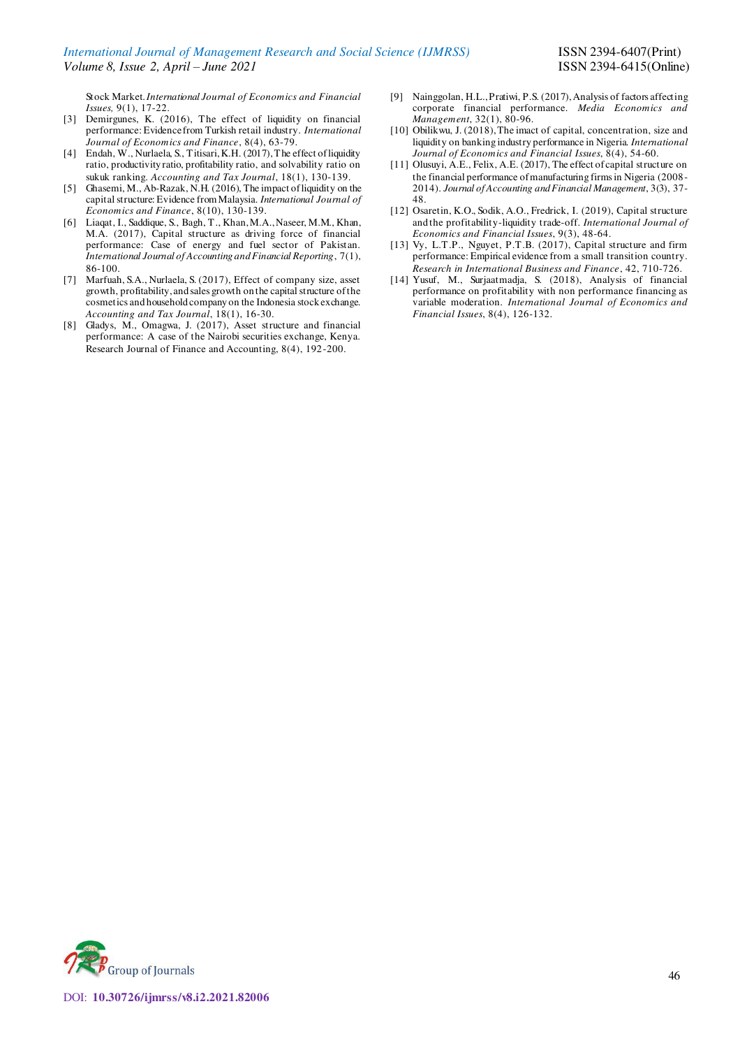Stock Market. *International Journal of Economics and Financial Issues,* 9(1), 17-22.

[3] Demirgunes, K. (2016), The effect of liquidity on financial performance: Evidence from Turkish retail industry. *International Journal of Economics and Finance*, 8(4), 63-79.

[4] Endah, W., Nurlaela, S., Titisari, K.H. (2017), The effect of liquidity ratio, productivity ratio, profitability ratio, and solvability ratio on sukuk ranking. *Accounting and Tax Journal*, 18(1), 130-139.

[5] Ghasemi, M., Ab-Razak, N.H. (2016), The impact of liquidity on the capital structure: Evidence from Malaysia. *International Journal of Economics and Finance*, 8(10), 130-139.

[6] Liaqat, I., Saddique, S., Bagh, T., Khan, M.A., Naseer, M.M., Khan, M.A. (2017), Capital structure as driving force of financial performance: Case of energy and fuel sector of Pakistan. *International Journal of Accounting and Financial Reporting*, 7(1), 86-100.

[7] Marfuah, S.A., Nurlaela, S. (2017), Effect of company size, asset growth, profitability, and sales growth on the capital structure of the cosmetics and household company on the Indonesia stock exchange. *Accounting and Tax Journal*, 18(1), 16-30.

[8] Gladys, M., Omagwa, J. (2017), Asset structure and financial performance: A case of the Nairobi securities exchange, Kenya. Research Journal of Finance and Accounting, 8(4), 192-200.

[9] Nainggolan, H.L., Pratiwi, P.S. (2017), Analysis of factors affecting corporate financial performance. *Media Economics and Management*, 32(1), 80-96.

[10] Obilikwu, J. (2018), The imact of capital, concentration, size and liquidity on banking industry performance in Nigeria. *International Journal of Economics and Financial Issues*, 8(4), 54-60.

[11] Olusuyi, A.E., Felix, A.E. (2017), The effect of capital structure on the financial performance of manufacturing firms in Nigeria (2008-2014). *Journal of Accounting and Financial Management*, 3(3), 37-48.

[12] Osaretin, K.O., Sodik, A.O., Fredrick, I. (2019), Capital structure and the profitability-liquidity trade-off. *International Journal of Economics and Financial Issues*, 9(3), 48-64.

[13] Vy, L.T.P., Nguyet, P.T.B. (2017), Capital structure and firm performance: Empirical evidence from a small transition country. *Research in International Business and Finance*, 42, 710-726.

[14] Yusuf, M., Surjaatmadja, S. (2018), Analysis of financial performance on profitability with non performance financing as variable moderation. *International Journal of Economics and Financial Issues*, 8(4), 126-132.